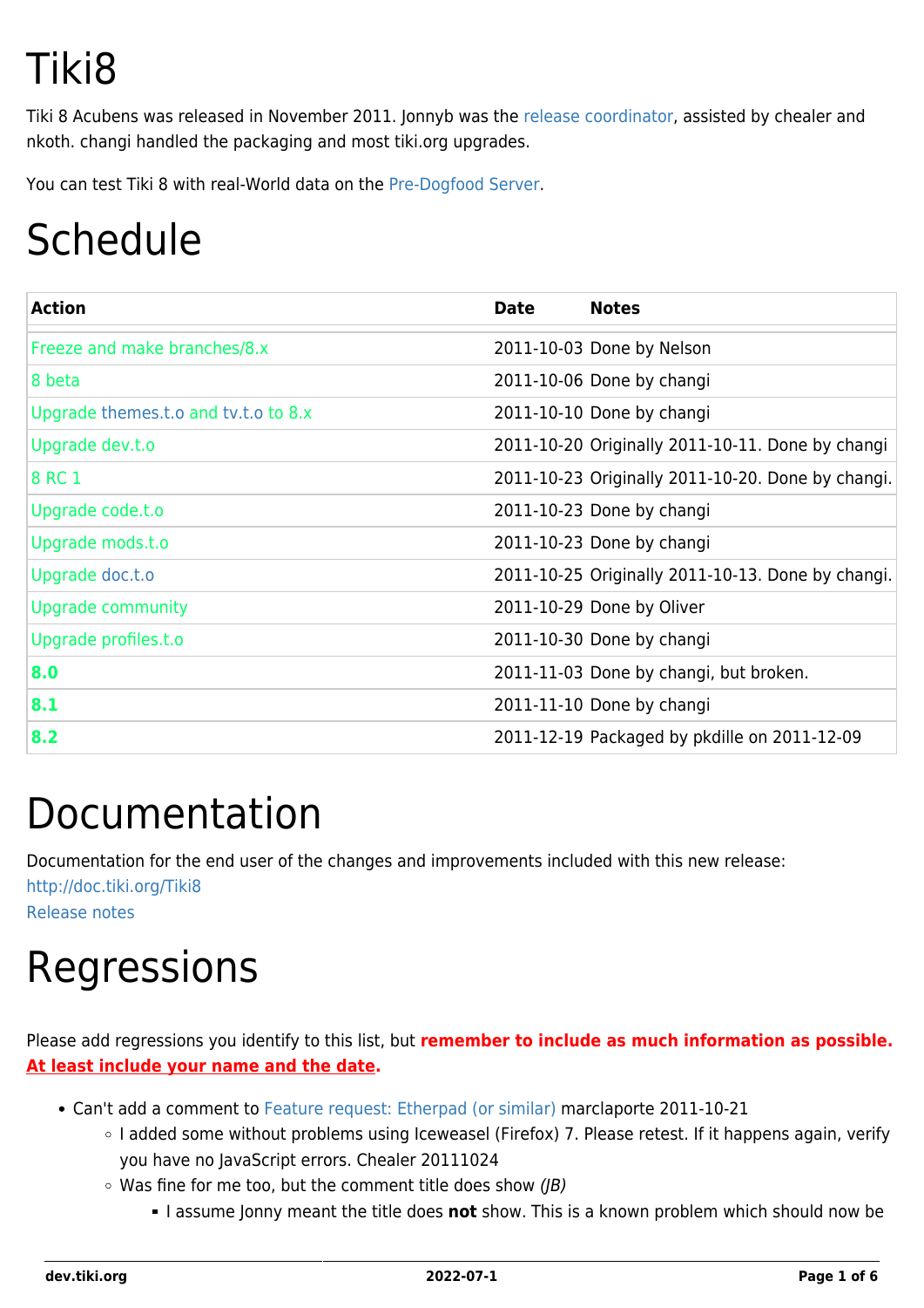# Tiki8

Tiki 8 Acubens was released in November 2011. Jonnyb was the release coordinator, assisted by chealer and nkoth. changi handled the packaging and most tiki.org upgrades.

You can test Tiki 8 with real-World data on the Pre-Dogfood Server.

# Schedule

| Action | Date | Notes |
|---|---|---|
| Freeze and make branches/8.x | 2011-10-03 | Done by Nelson |
| 8 beta | 2011-10-06 | Done by changi |
| Upgrade themes.t.o and tv.t.o to 8.x | 2011-10-10 | Done by changi |
| Upgrade dev.t.o | 2011-10-20 | Originally 2011-10-11. Done by changi |
| 8 RC 1 | 2011-10-23 | Originally 2011-10-20. Done by changi. |
| Upgrade code.t.o | 2011-10-23 | Done by changi |
| Upgrade mods.t.o | 2011-10-23 | Done by changi |
| Upgrade doc.t.o | 2011-10-25 | Originally 2011-10-13. Done by changi. |
| Upgrade community | 2011-10-29 | Done by Oliver |
| Upgrade profiles.t.o | 2011-10-30 | Done by changi |
| **8.0** | 2011-11-03 | Done by changi, but broken. |
| **8.1** | 2011-11-10 | Done by changi |
| **8.2** | 2011-12-19 | Packaged by pkdille on 2011-12-09 |

# Documentation

Documentation for the end user of the changes and improvements included with this new release:
http://doc.tiki.org/Tiki8
Release notes

# Regressions

Please add regressions you identify to this list, but **remember to include as much information as possible. At least include your name and the date.**

- Can't add a comment to Feature request: Etherpad (or similar) marclaporte 2011-10-21
  - I added some without problems using Iceweasel (Firefox) 7. Please retest. If it happens again, verify you have no JavaScript errors. Chealer 20111024
  - Was fine for me too, but the comment title does show *(JB)*
    - I assume Jonny meant the title does **not** show. This is a known problem which should now be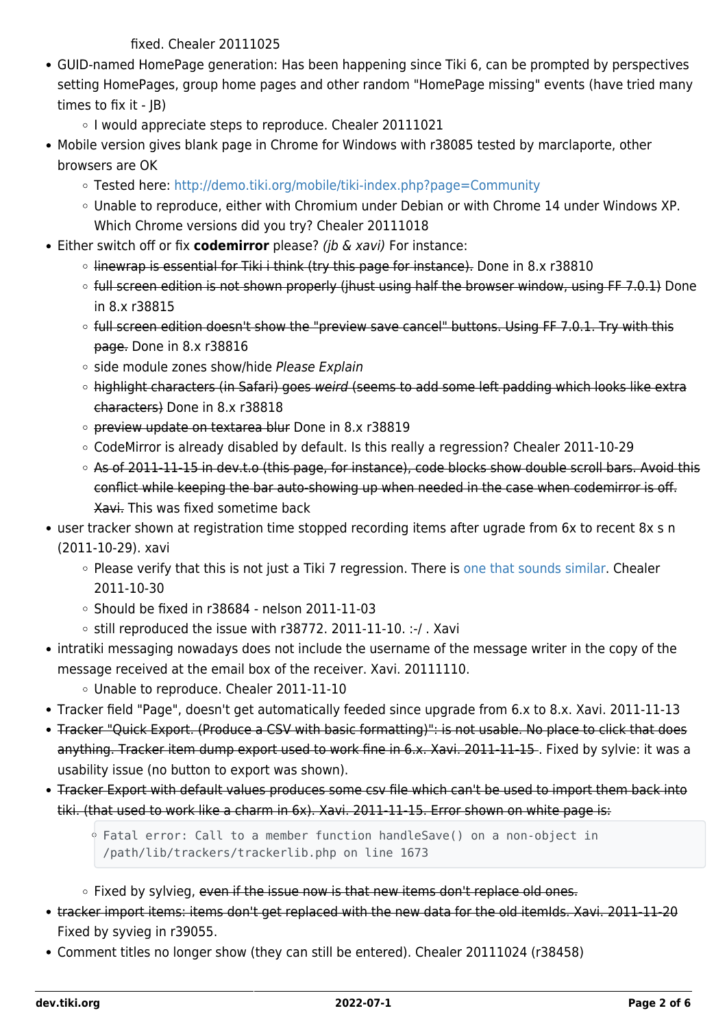fixed. Chealer 20111025

- GUID-named HomePage generation: Has been happening since Tiki 6, can be prompted by perspectives setting HomePages, group home pages and other random "HomePage missing" events (have tried many times to fix it - JB)
    - I would appreciate steps to reproduce. Chealer 20111021
- Mobile version gives blank page in Chrome for Windows with r38085 tested by marclaporte, other browsers are OK
    - Tested here: [http://demo.tiki.org/mobile/tiki-index.php?page=Community](http://demo.tiki.org/mobile/tiki-index.php?page=Community)
    - Unable to reproduce, either with Chromium under Debian or with Chrome 14 under Windows XP. Which Chrome versions did you try? Chealer 20111018
- Either switch off or fix **codemirror** please? *(jb & xavi)* For instance:
    - ~~linewrap is essential for Tiki i think (try this page for instance).~~ Done in 8.x r38810
    - ~~full screen edition is not shown properly (jhust using half the browser window, using FF 7.0.1)~~ Done in 8.x r38815
    - ~~full screen edition doesn't show the "preview save cancel" buttons. Using FF 7.0.1. Try with this page.~~ Done in 8.x r38816
    - side module zones show/hide *Please Explain*
    - ~~highlight characters (in Safari) goes *weird* (seems to add some left padding which looks like extra characters)~~ Done in 8.x r38818
    - ~~preview update on textarea blur~~ Done in 8.x r38819
    - CodeMirror is already disabled by default. Is this really a regression? Chealer 2011-10-29
    - ~~As of 2011-11-15 in dev.t.o (this page, for instance), code blocks show double scroll bars. Avoid this conflict while keeping the bar auto-showing up when needed in the case when codemirror is off. Xavi.~~ This was fixed sometime back
- user tracker shown at registration time stopped recording items after ugrade from 6x to recent 8x s n (2011-10-29). xavi
    - Please verify that this is not just a Tiki 7 regression. There is one that sounds similar. Chealer 2011-10-30
    - Should be fixed in r38684 - nelson 2011-11-03
    - still reproduced the issue with r38772. 2011-11-10. :-/ . Xavi
- intratiki messaging nowadays does not include the username of the message writer in the copy of the message received at the email box of the receiver. Xavi. 20111110.
    - Unable to reproduce. Chealer 2011-11-10
- Tracker field "Page", doesn't get automatically feeded since upgrade from 6.x to 8.x. Xavi. 2011-11-13
- ~~Tracker "Quick Export. (Produce a CSV with basic formatting)": is not usable. No place to click that does anything. Tracker item dump export used to work fine in 6.x. Xavi. 2011-11-15~~ . Fixed by sylvie: it was a usability issue (no button to export was shown).
- ~~Tracker Export with default values produces some csv file which can't be used to import them back into tiki. (that used to work like a charm in 6x). Xavi. 2011-11-15. Error shown on white page is:~~

    ```
    Fatal error: Call to a member function handleSave() on a non-object in
    /path/lib/trackers/trackerlib.php on line 1673
    ```

    - Fixed by sylvieg, ~~even if the issue now is that new items don't replace old ones.~~
- ~~tracker import items: items don't get replaced with the new data for the old itemIds. Xavi. 2011-11-20~~ Fixed by syvieg in r39055.
- Comment titles no longer show (they can still be entered). Chealer 20111024 (r38458)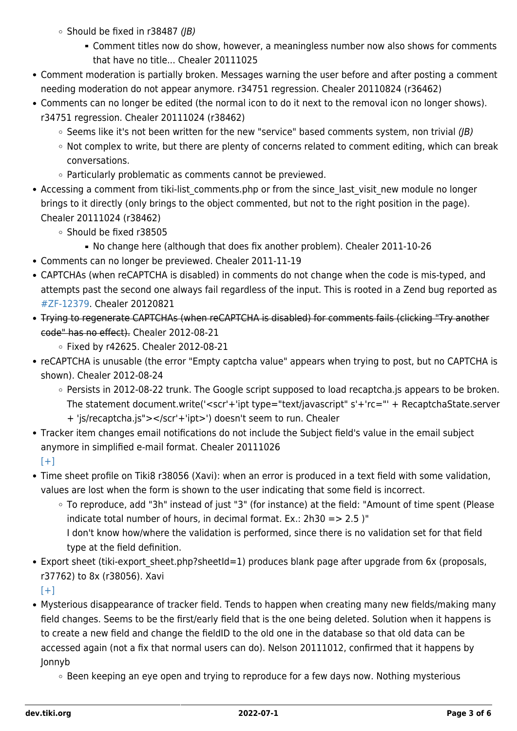- Should be fixed in r38487 *(JB)*
    - Comment titles now do show, however, a meaningless number now also shows for comments that have no title... Chealer 20111025
- Comment moderation is partially broken. Messages warning the user before and after posting a comment needing moderation do not appear anymore. r34751 regression. Chealer 20110824 (r36462)
- Comments can no longer be edited (the normal icon to do it next to the removal icon no longer shows). r34751 regression. Chealer 20111024 (r38462)
    - Seems like it's not been written for the new "service" based comments system, non trivial *(JB)*
    - Not complex to write, but there are plenty of concerns related to comment editing, which can break conversations.
    - Particularly problematic as comments cannot be previewed.
- Accessing a comment from tiki-list_comments.php or from the since_last_visit_new module no longer brings to it directly (only brings to the object commented, but not to the right position in the page). Chealer 20111024 (r38462)
    - Should be fixed r38505
        - No change here (although that does fix another problem). Chealer 2011-10-26
- Comments can no longer be previewed. Chealer 2011-11-19
- CAPTCHAs (when reCAPTCHA is disabled) in comments do not change when the code is mis-typed, and attempts past the second one always fail regardless of the input. This is rooted in a Zend bug reported as #ZF-12379. Chealer 20120821
- ~~Trying to regenerate CAPTCHAs (when reCAPTCHA is disabled) for comments fails (clicking "Try another code" has no effect).~~ Chealer 2012-08-21
    - Fixed by r42625. Chealer 2012-08-21
- reCAPTCHA is unusable (the error "Empty captcha value" appears when trying to post, but no CAPTCHA is shown). Chealer 2012-08-24
    - Persists in 2012-08-22 trunk. The Google script supposed to load recaptcha.js appears to be broken. The statement document.write('<scr'+'ipt type="text/javascript" s'+'rc="' + RecaptchaState.server + 'js/recaptcha.js"></scr'+'ipt>') doesn't seem to run. Chealer
- Tracker item changes email notifications do not include the Subject field's value in the email subject anymore in simplified e-mail format. Chealer 20111026
  [+]
- Time sheet profile on Tiki8 r38056 (Xavi): when an error is produced in a text field with some validation, values are lost when the form is shown to the user indicating that some field is incorrect.
    - To reproduce, add "3h" instead of just "3" (for instance) at the field: "Amount of time spent (Please indicate total number of hours, in decimal format. Ex.: 2h30 => 2.5 )"
      I don't know how/where the validation is performed, since there is no validation set for that field type at the field definition.
- Export sheet (tiki-export_sheet.php?sheetId=1) produces blank page after upgrade from 6x (proposals, r37762) to 8x (r38056). Xavi
  [+]
- Mysterious disappearance of tracker field. Tends to happen when creating many new fields/making many field changes. Seems to be the first/early field that is the one being deleted. Solution when it happens is to create a new field and change the fieldID to the old one in the database so that old data can be accessed again (not a fix that normal users can do). Nelson 20111012, confirmed that it happens by Jonnyb
    - Been keeping an eye open and trying to reproduce for a few days now. Nothing mysterious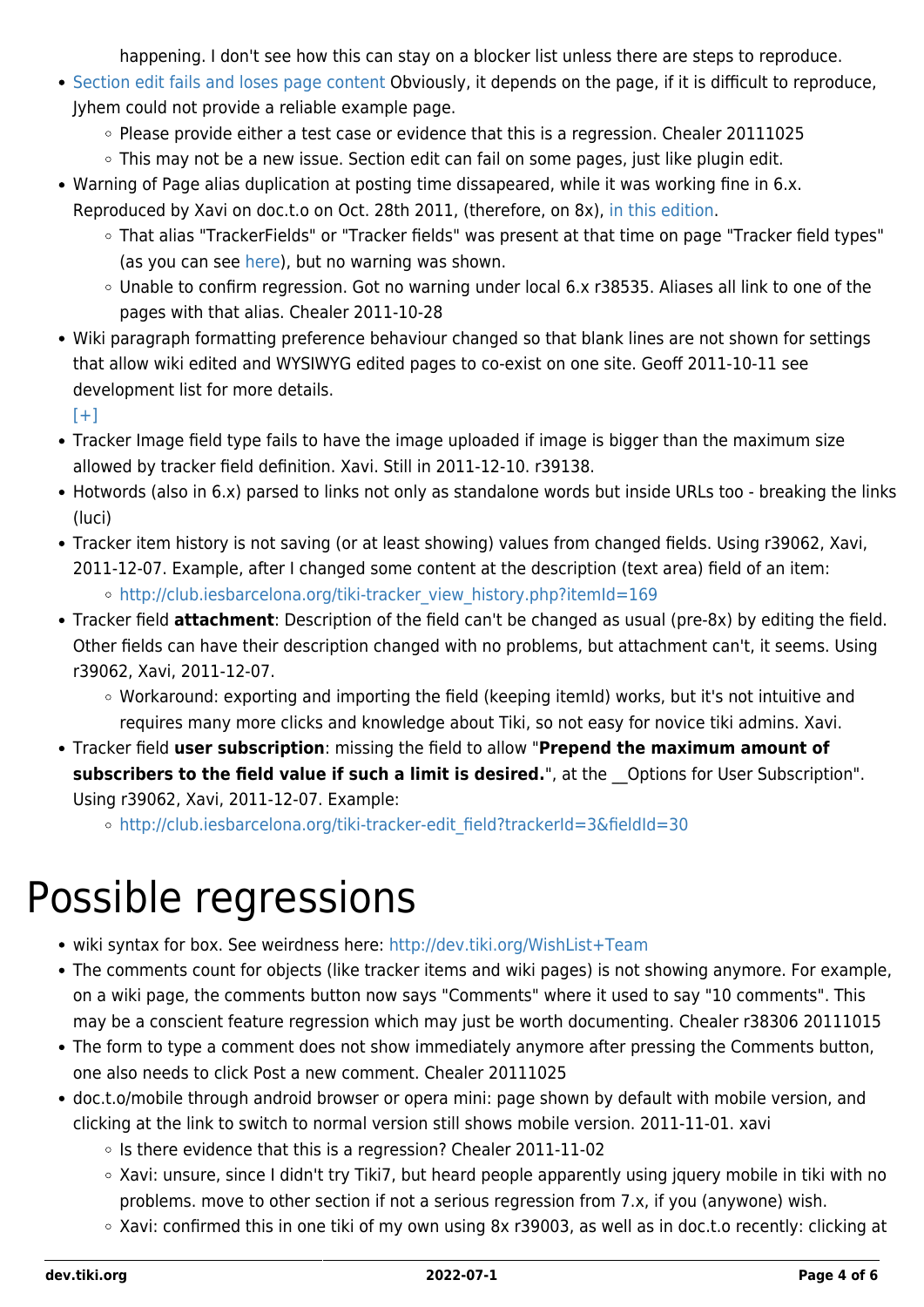happening. I don't see how this can stay on a blocker list unless there are steps to reproduce.

- Section edit fails and loses page content Obviously, it depends on the page, if it is difficult to reproduce, Jyhem could not provide a reliable example page.
  - Please provide either a test case or evidence that this is a regression. Chealer 20111025
  - This may not be a new issue. Section edit can fail on some pages, just like plugin edit.
- Warning of Page alias duplication at posting time dissapeared, while it was working fine in 6.x. Reproduced by Xavi on doc.t.o on Oct. 28th 2011, (therefore, on 8x), in this edition.
  - That alias "TrackerFields" or "Tracker fields" was present at that time on page "Tracker field types" (as you can see here), but no warning was shown.
  - Unable to confirm regression. Got no warning under local 6.x r38535. Aliases all link to one of the pages with that alias. Chealer 2011-10-28
- Wiki paragraph formatting preference behaviour changed so that blank lines are not shown for settings that allow wiki edited and WYSIWYG edited pages to co-exist on one site. Geoff 2011-10-11 see development list for more details.
  [+]
- Tracker Image field type fails to have the image uploaded if image is bigger than the maximum size allowed by tracker field definition. Xavi. Still in 2011-12-10. r39138.
- Hotwords (also in 6.x) parsed to links not only as standalone words but inside URLs too - breaking the links (luci)
- Tracker item history is not saving (or at least showing) values from changed fields. Using r39062, Xavi, 2011-12-07. Example, after I changed some content at the description (text area) field of an item:
  - http://club.iesbarcelona.org/tiki-tracker_view_history.php?itemId=169
- Tracker field **attachment**: Description of the field can't be changed as usual (pre-8x) by editing the field. Other fields can have their description changed with no problems, but attachment can't, it seems. Using r39062, Xavi, 2011-12-07.
  - Workaround: exporting and importing the field (keeping itemId) works, but it's not intuitive and requires many more clicks and knowledge about Tiki, so not easy for novice tiki admins. Xavi.
- Tracker field **user subscription**: missing the field to allow "**Prepend the maximum amount of subscribers to the field value if such a limit is desired.**", at the __Options for User Subscription". Using r39062, Xavi, 2011-12-07. Example:
  - http://club.iesbarcelona.org/tiki-tracker-edit_field?trackerId=3&fieldId=30

# Possible regressions

- wiki syntax for box. See weirdness here: http://dev.tiki.org/WishList+Team
- The comments count for objects (like tracker items and wiki pages) is not showing anymore. For example, on a wiki page, the comments button now says "Comments" where it used to say "10 comments". This may be a conscient feature regression which may just be worth documenting. Chealer r38306 20111015
- The form to type a comment does not show immediately anymore after pressing the Comments button, one also needs to click Post a new comment. Chealer 20111025
- doc.t.o/mobile through android browser or opera mini: page shown by default with mobile version, and clicking at the link to switch to normal version still shows mobile version. 2011-11-01. xavi
  - Is there evidence that this is a regression? Chealer 2011-11-02
  - Xavi: unsure, since I didn't try Tiki7, but heard people apparently using jquery mobile in tiki with no problems. move to other section if not a serious regression from 7.x, if you (anywone) wish.
  - Xavi: confirmed this in one tiki of my own using 8x r39003, as well as in doc.t.o recently: clicking at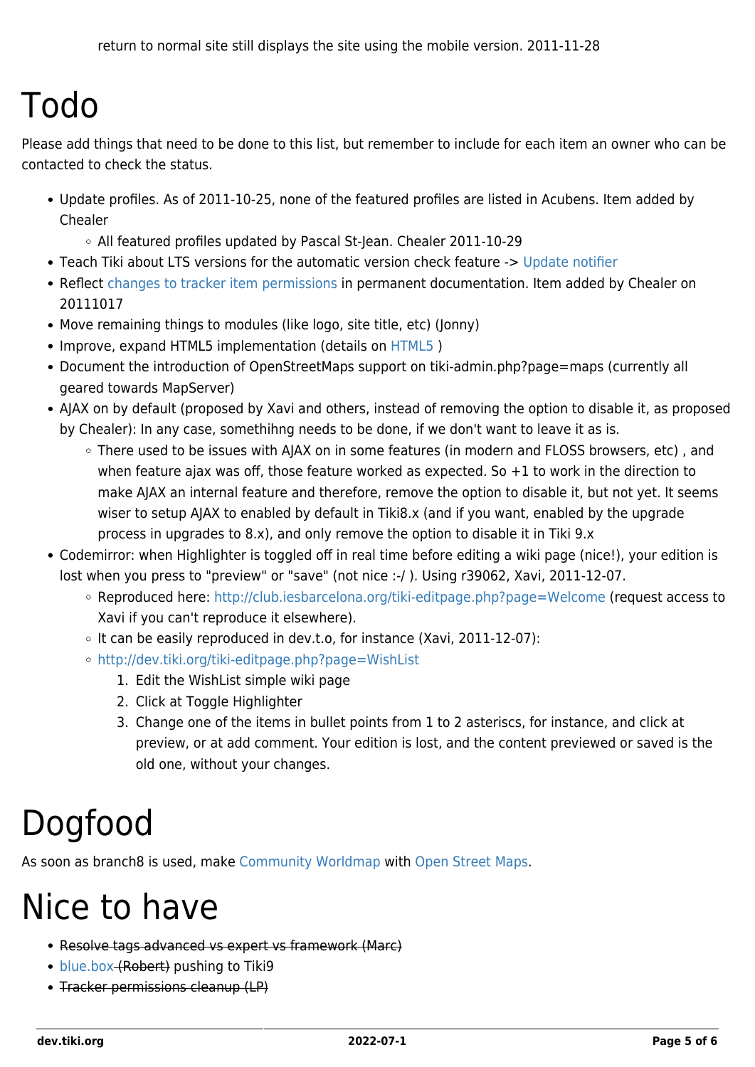return to normal site still displays the site using the mobile version. 2011-11-28

# Todo

Please add things that need to be done to this list, but remember to include for each item an owner who can be contacted to check the status.

- Update profiles. As of 2011-10-25, none of the featured profiles are listed in Acubens. Item added by Chealer
    - All featured profiles updated by Pascal St-Jean. Chealer 2011-10-29
- Teach Tiki about LTS versions for the automatic version check feature -> Update notifier
- Reflect changes to tracker item permissions in permanent documentation. Item added by Chealer on 20111017
- Move remaining things to modules (like logo, site title, etc) (Jonny)
- Improve, expand HTML5 implementation (details on HTML5 )
- Document the introduction of OpenStreetMaps support on tiki-admin.php?page=maps (currently all geared towards MapServer)
- AJAX on by default (proposed by Xavi and others, instead of removing the option to disable it, as proposed by Chealer): In any case, somethihng needs to be done, if we don't want to leave it as is.
    - There used to be issues with AJAX on in some features (in modern and FLOSS browsers, etc) , and when feature ajax was off, those feature worked as expected. So +1 to work in the direction to make AJAX an internal feature and therefore, remove the option to disable it, but not yet. It seems wiser to setup AJAX to enabled by default in Tiki8.x (and if you want, enabled by the upgrade process in upgrades to 8.x), and only remove the option to disable it in Tiki 9.x
- Codemirror: when Highlighter is toggled off in real time before editing a wiki page (nice!), your edition is lost when you press to "preview" or "save" (not nice :-/ ). Using r39062, Xavi, 2011-12-07.
    - Reproduced here: http://club.iesbarcelona.org/tiki-editpage.php?page=Welcome (request access to Xavi if you can't reproduce it elsewhere).
    - It can be easily reproduced in dev.t.o, for instance (Xavi, 2011-12-07):
    - http://dev.tiki.org/tiki-editpage.php?page=WishList
        1. Edit the WishList simple wiki page
        2. Click at Toggle Highlighter
        3. Change one of the items in bullet points from 1 to 2 asteriscs, for instance, and click at preview, or at add comment. Your edition is lost, and the content previewed or saved is the old one, without your changes.

# Dogfood

As soon as branch8 is used, make Community Worldmap with Open Street Maps.

# Nice to have

- ~~Resolve tags advanced vs expert vs framework (Marc)~~
- blue.box ~~(Robert)~~ pushing to Tiki9
- ~~Tracker permissions cleanup (LP)~~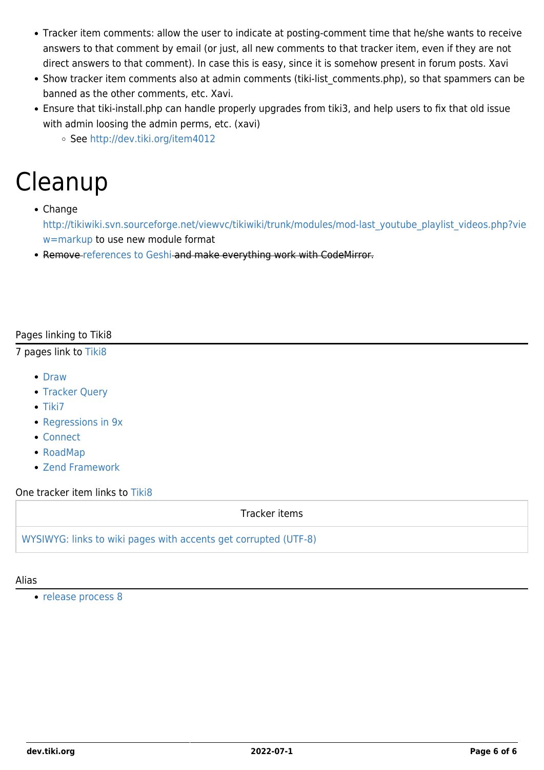- Tracker item comments: allow the user to indicate at posting-comment time that he/she wants to receive answers to that comment by email (or just, all new comments to that tracker item, even if they are not direct answers to that comment). In case this is easy, since it is somehow present in forum posts. Xavi
- Show tracker item comments also at admin comments (tiki-list_comments.php), so that spammers can be banned as the other comments, etc. Xavi.
- Ensure that tiki-install.php can handle properly upgrades from tiki3, and help users to fix that old issue with admin loosing the admin perms, etc. (xavi)
  - See http://dev.tiki.org/item4012

# Cleanup

- Change http://tikiwiki.svn.sourceforge.net/viewvc/tikiwiki/trunk/modules/mod-last_youtube_playlist_videos.php?view=markup to use new module format
- ~~Remove references to Geshi and make everything work with CodeMirror.~~

Pages linking to Tiki8

7 pages link to Tiki8

- Draw
- Tracker Query
- Tiki7
- Regressions in 9x
- Connect
- RoadMap
- Zend Framework

One tracker item links to Tiki8

| Tracker items |
| --- |
| WYSIWYG: links to wiki pages with accents get corrupted (UTF-8) |

Alias

- release process 8